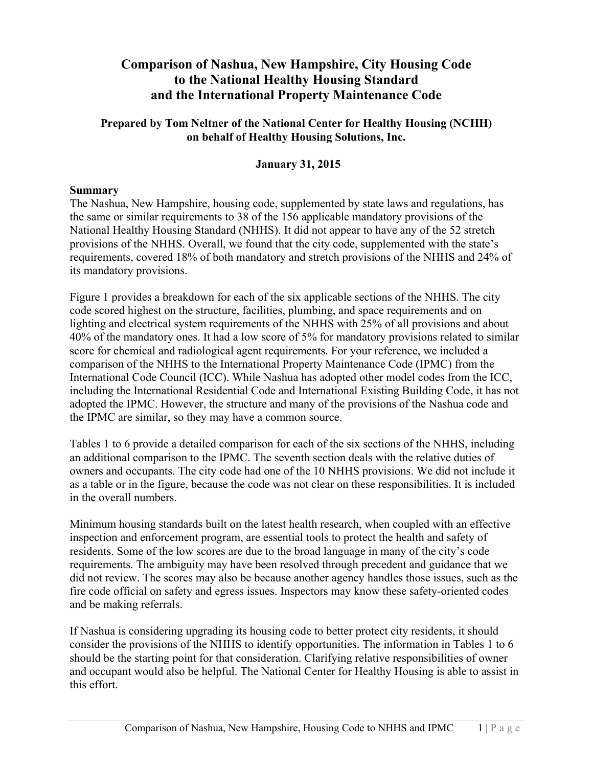# Comparison of Nashua, New Hampshire, City Housing Code to the National Healthy Housing Standard and the International Property Maintenance Code

**Prepared by Tom Neltner of the National Center for Healthy Housing (NCHH) on behalf of Healthy Housing Solutions, Inc.**

**January 31, 2015**

## Summary

The Nashua, New Hampshire, housing code, supplemented by state laws and regulations, has the same or similar requirements to 38 of the 156 applicable mandatory provisions of the National Healthy Housing Standard (NHHS). It did not appear to have any of the 52 stretch provisions of the NHHS. Overall, we found that the city code, supplemented with the state's requirements, covered 18% of both mandatory and stretch provisions of the NHHS and 24% of its mandatory provisions.

Figure 1 provides a breakdown for each of the six applicable sections of the NHHS. The city code scored highest on the structure, facilities, plumbing, and space requirements and on lighting and electrical system requirements of the NHHS with 25% of all provisions and about 40% of the mandatory ones. It had a low score of 5% for mandatory provisions related to similar score for chemical and radiological agent requirements. For your reference, we included a comparison of the NHHS to the International Property Maintenance Code (IPMC) from the International Code Council (ICC). While Nashua has adopted other model codes from the ICC, including the International Residential Code and International Existing Building Code, it has not adopted the IPMC. However, the structure and many of the provisions of the Nashua code and the IPMC are similar, so they may have a common source.

Tables 1 to 6 provide a detailed comparison for each of the six sections of the NHHS, including an additional comparison to the IPMC. The seventh section deals with the relative duties of owners and occupants. The city code had one of the 10 NHHS provisions. We did not include it as a table or in the figure, because the code was not clear on these responsibilities. It is included in the overall numbers.

Minimum housing standards built on the latest health research, when coupled with an effective inspection and enforcement program, are essential tools to protect the health and safety of residents. Some of the low scores are due to the broad language in many of the city's code requirements. The ambiguity may have been resolved through precedent and guidance that we did not review. The scores may also be because another agency handles those issues, such as the fire code official on safety and egress issues. Inspectors may know these safety-oriented codes and be making referrals.

If Nashua is considering upgrading its housing code to better protect city residents, it should consider the provisions of the NHHS to identify opportunities. The information in Tables 1 to 6 should be the starting point for that consideration. Clarifying relative responsibilities of owner and occupant would also be helpful. The National Center for Healthy Housing is able to assist in this effort.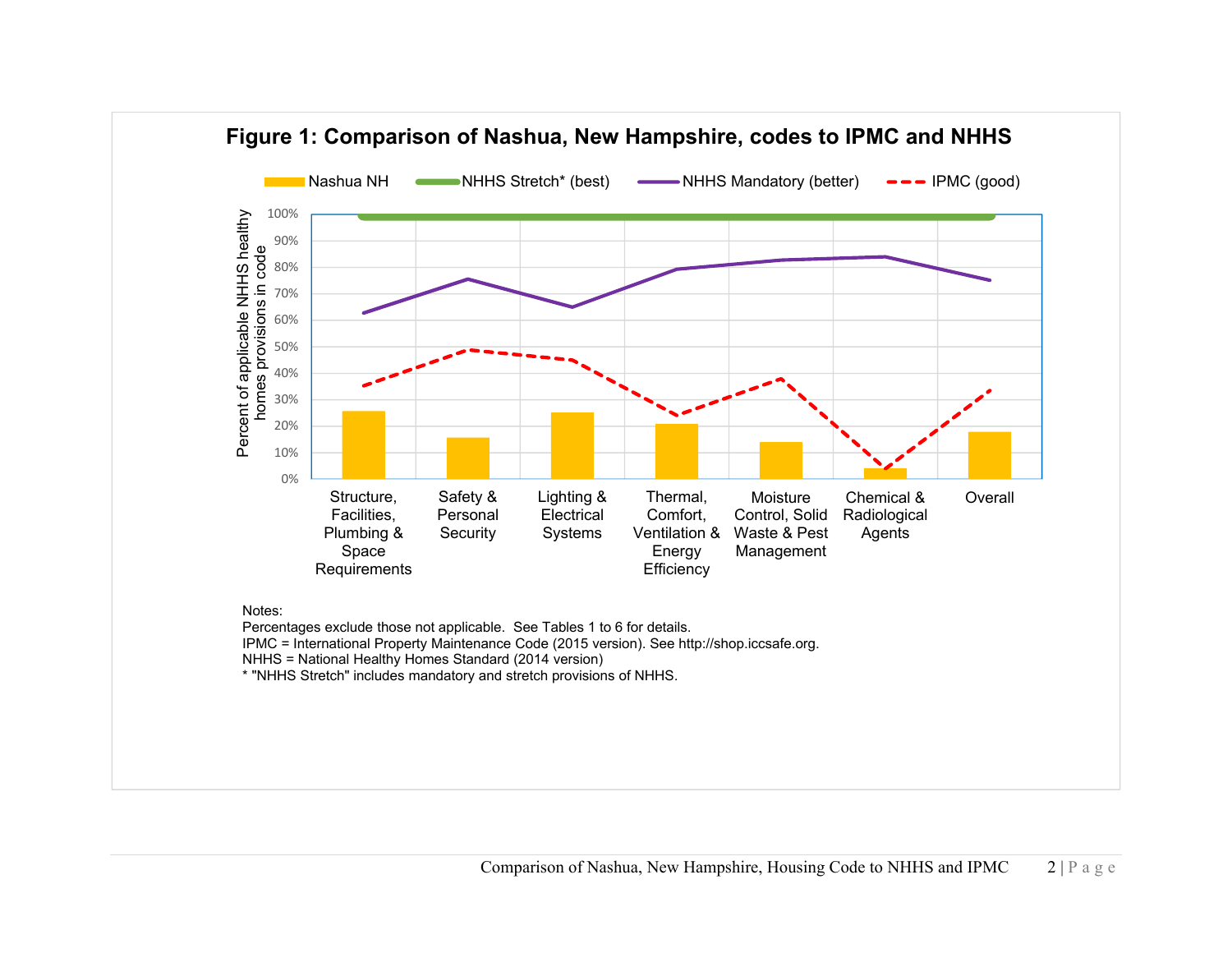**Figure 1: Comparison of Nashua, New Hampshire, codes to IPMC and NHHS**

Notes:
Percentages exclude those not applicable. See Tables 1 to 6 for details.
IPMC = International Property Maintenance Code (2015 version). See http://shop.iccsafe.org.
NHHS = National Healthy Homes Standard (2014 version)
* "NHHS Stretch" includes mandatory and stretch provisions of NHHS.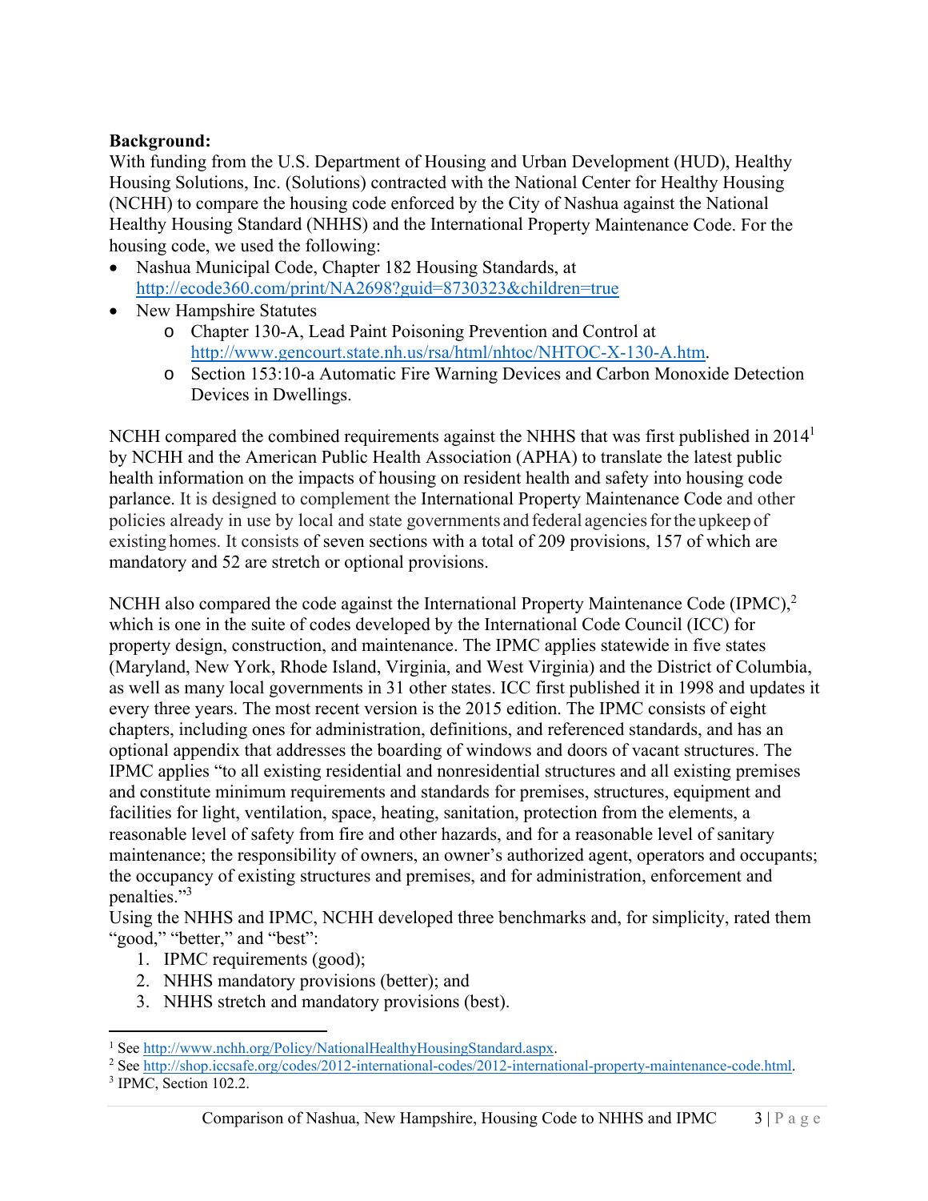**Background:**

With funding from the U.S. Department of Housing and Urban Development (HUD), Healthy Housing Solutions, Inc. (Solutions) contracted with the National Center for Healthy Housing (NCHH) to compare the housing code enforced by the City of Nashua against the National Healthy Housing Standard (NHHS) and the International Property Maintenance Code. For the housing code, we used the following:

- Nashua Municipal Code, Chapter 182 Housing Standards, at http://ecode360.com/print/NA2698?guid=8730323&children=true
- New Hampshire Statutes
  - Chapter 130-A, Lead Paint Poisoning Prevention and Control at http://www.gencourt.state.nh.us/rsa/html/nhtoc/NHTOC-X-130-A.htm.
  - Section 153:10-a Automatic Fire Warning Devices and Carbon Monoxide Detection Devices in Dwellings.

NCHH compared the combined requirements against the NHHS that was first published in 2014[1] by NCHH and the American Public Health Association (APHA) to translate the latest public health information on the impacts of housing on resident health and safety into housing code parlance. It is designed to complement the International Property Maintenance Code and other policies already in use by local and state governments and federal agencies for the upkeep of existing homes. It consists of seven sections with a total of 209 provisions, 157 of which are mandatory and 52 are stretch or optional provisions.

NCHH also compared the code against the International Property Maintenance Code (IPMC),[2] which is one in the suite of codes developed by the International Code Council (ICC) for property design, construction, and maintenance. The IPMC applies statewide in five states (Maryland, New York, Rhode Island, Virginia, and West Virginia) and the District of Columbia, as well as many local governments in 31 other states. ICC first published it in 1998 and updates it every three years. The most recent version is the 2015 edition. The IPMC consists of eight chapters, including ones for administration, definitions, and referenced standards, and has an optional appendix that addresses the boarding of windows and doors of vacant structures. The IPMC applies "to all existing residential and nonresidential structures and all existing premises and constitute minimum requirements and standards for premises, structures, equipment and facilities for light, ventilation, space, heating, sanitation, protection from the elements, a reasonable level of safety from fire and other hazards, and for a reasonable level of sanitary maintenance; the responsibility of owners, an owner's authorized agent, operators and occupants; the occupancy of existing structures and premises, and for administration, enforcement and penalties."[3]

Using the NHHS and IPMC, NCHH developed three benchmarks and, for simplicity, rated them "good," "better," and "best":

1. IPMC requirements (good);
2. NHHS mandatory provisions (better); and
3. NHHS stretch and mandatory provisions (best).

---

[1] See http://www.nchh.org/Policy/NationalHealthyHousingStandard.aspx.

[2] See http://shop.iccsafe.org/codes/2012-international-codes/2012-international-property-maintenance-code.html.

[3] IPMC, Section 102.2.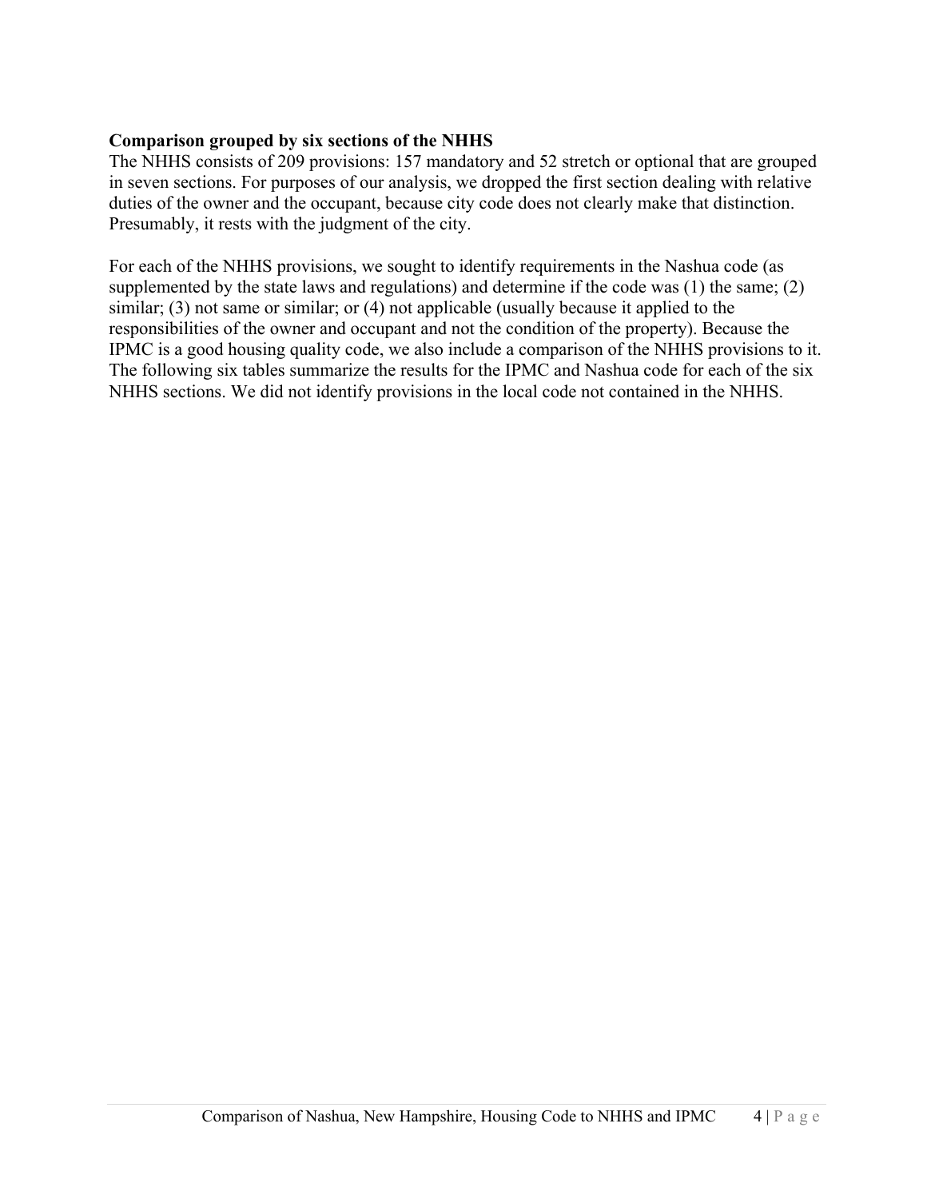**Comparison grouped by six sections of the NHHS**

The NHHS consists of 209 provisions: 157 mandatory and 52 stretch or optional that are grouped in seven sections. For purposes of our analysis, we dropped the first section dealing with relative duties of the owner and the occupant, because city code does not clearly make that distinction. Presumably, it rests with the judgment of the city.

For each of the NHHS provisions, we sought to identify requirements in the Nashua code (as supplemented by the state laws and regulations) and determine if the code was (1) the same; (2) similar; (3) not same or similar; or (4) not applicable (usually because it applied to the responsibilities of the owner and occupant and not the condition of the property). Because the IPMC is a good housing quality code, we also include a comparison of the NHHS provisions to it. The following six tables summarize the results for the IPMC and Nashua code for each of the six NHHS sections. We did not identify provisions in the local code not contained in the NHHS.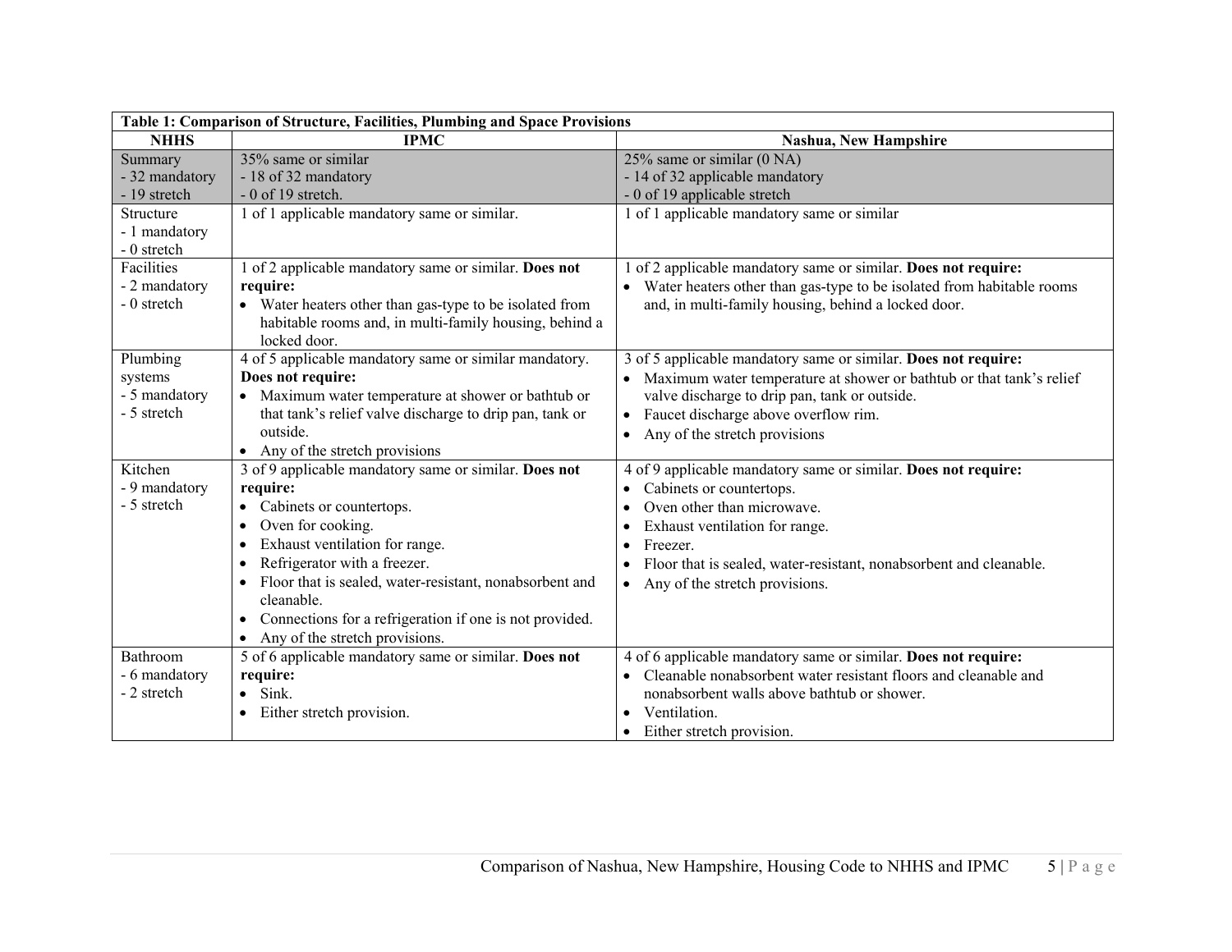| Table 1: Comparison of Structure, Facilities, Plumbing and Space Provisions | | |
|---|---|---|
| **NHHS** | **IPMC** | **Nashua, New Hampshire** |
| Summary<br>- 32 mandatory<br>- 19 stretch | 35% same or similar<br>- 18 of 32 mandatory<br>- 0 of 19 stretch. | 25% same or similar (0 NA)<br>- 14 of 32 applicable mandatory<br>- 0 of 19 applicable stretch |
| Structure<br>- 1 mandatory<br>- 0 stretch | 1 of 1 applicable mandatory same or similar. | 1 of 1 applicable mandatory same or similar |
| Facilities<br>- 2 mandatory<br>- 0 stretch | 1 of 2 applicable mandatory same or similar. **Does not require:**<br>• Water heaters other than gas-type to be isolated from habitable rooms and, in multi-family housing, behind a locked door. | 1 of 2 applicable mandatory same or similar. **Does not require:**<br>• Water heaters other than gas-type to be isolated from habitable rooms and, in multi-family housing, behind a locked door. |
| Plumbing systems<br>- 5 mandatory<br>- 5 stretch | 4 of 5 applicable mandatory same or similar mandatory. **Does not require:**<br>• Maximum water temperature at shower or bathtub or that tank's relief valve discharge to drip pan, tank or outside.<br>• Any of the stretch provisions | 3 of 5 applicable mandatory same or similar. **Does not require:**<br>• Maximum water temperature at shower or bathtub or that tank's relief valve discharge to drip pan, tank or outside.<br>• Faucet discharge above overflow rim.<br>• Any of the stretch provisions |
| Kitchen<br>- 9 mandatory<br>- 5 stretch | 3 of 9 applicable mandatory same or similar. **Does not require:**<br>• Cabinets or countertops.<br>• Oven for cooking.<br>• Exhaust ventilation for range.<br>• Refrigerator with a freezer.<br>• Floor that is sealed, water-resistant, nonabsorbent and cleanable.<br>• Connections for a refrigeration if one is not provided.<br>• Any of the stretch provisions. | 4 of 9 applicable mandatory same or similar. **Does not require:**<br>• Cabinets or countertops.<br>• Oven other than microwave.<br>• Exhaust ventilation for range.<br>• Freezer.<br>• Floor that is sealed, water-resistant, nonabsorbent and cleanable.<br>• Any of the stretch provisions. |
| Bathroom<br>- 6 mandatory<br>- 2 stretch | 5 of 6 applicable mandatory same or similar. **Does not require:**<br>• Sink.<br>• Either stretch provision. | 4 of 6 applicable mandatory same or similar. **Does not require:**<br>• Cleanable nonabsorbent water resistant floors and cleanable and nonabsorbent walls above bathtub or shower.<br>• Ventilation.<br>• Either stretch provision. |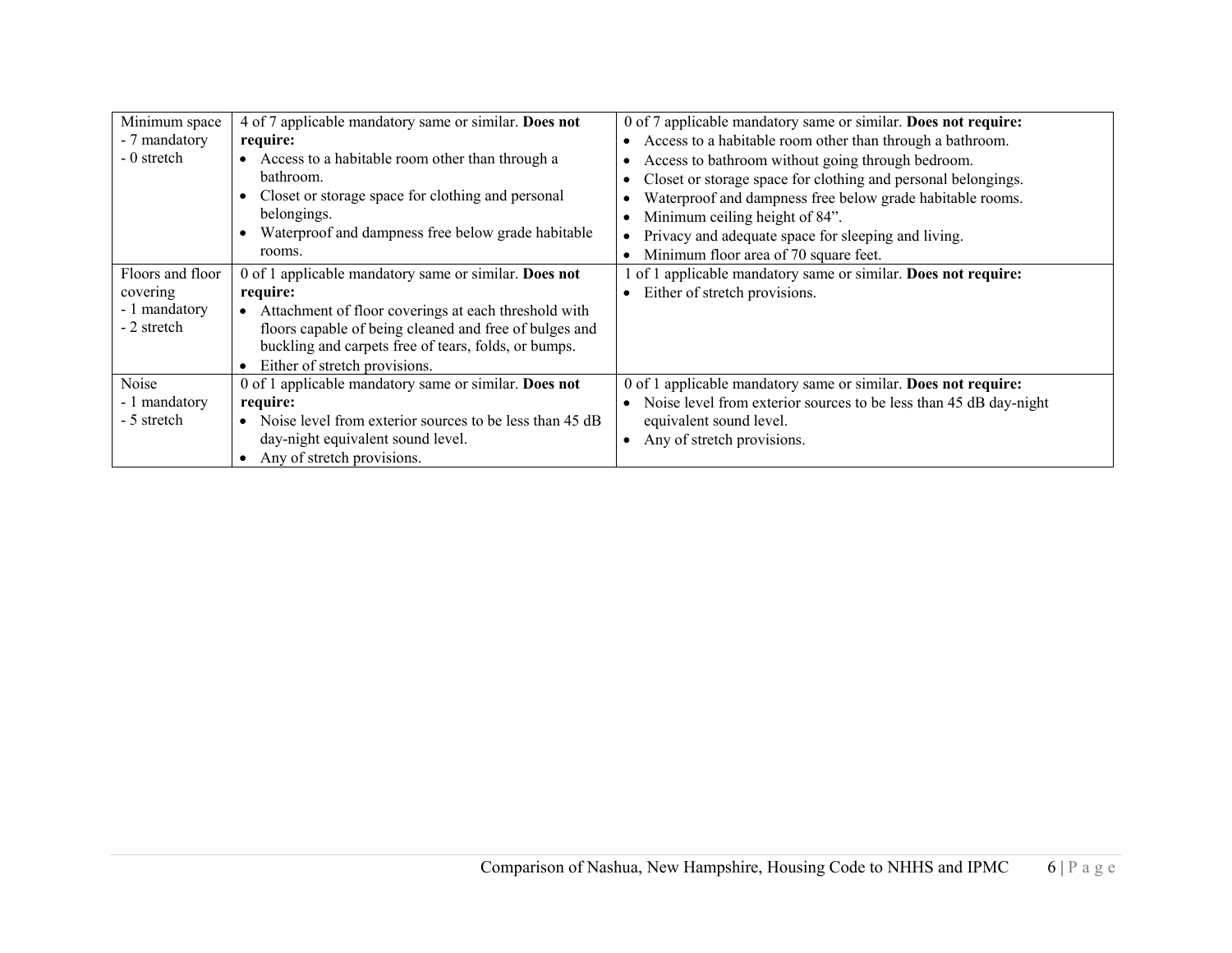| | | |
|---|---|---|
| Minimum space<br>- 7 mandatory<br>- 0 stretch | 4 of 7 applicable mandatory same or similar. **Does not require:**<br>• Access to a habitable room other than through a bathroom.<br>• Closet or storage space for clothing and personal belongings.<br>• Waterproof and dampness free below grade habitable rooms. | 0 of 7 applicable mandatory same or similar. **Does not require:**<br>• Access to a habitable room other than through a bathroom.<br>• Access to bathroom without going through bedroom.<br>• Closet or storage space for clothing and personal belongings.<br>• Waterproof and dampness free below grade habitable rooms.<br>• Minimum ceiling height of 84".<br>• Privacy and adequate space for sleeping and living.<br>• Minimum floor area of 70 square feet. |
| Floors and floor covering<br>- 1 mandatory<br>- 2 stretch | 0 of 1 applicable mandatory same or similar. **Does not require:**<br>• Attachment of floor coverings at each threshold with floors capable of being cleaned and free of bulges and buckling and carpets free of tears, folds, or bumps.<br>• Either of stretch provisions. | 1 of 1 applicable mandatory same or similar. **Does not require:**<br>• Either of stretch provisions. |
| Noise<br>- 1 mandatory<br>- 5 stretch | 0 of 1 applicable mandatory same or similar. **Does not require:**<br>• Noise level from exterior sources to be less than 45 dB day-night equivalent sound level.<br>• Any of stretch provisions. | 0 of 1 applicable mandatory same or similar. **Does not require:**<br>• Noise level from exterior sources to be less than 45 dB day-night equivalent sound level.<br>• Any of stretch provisions. |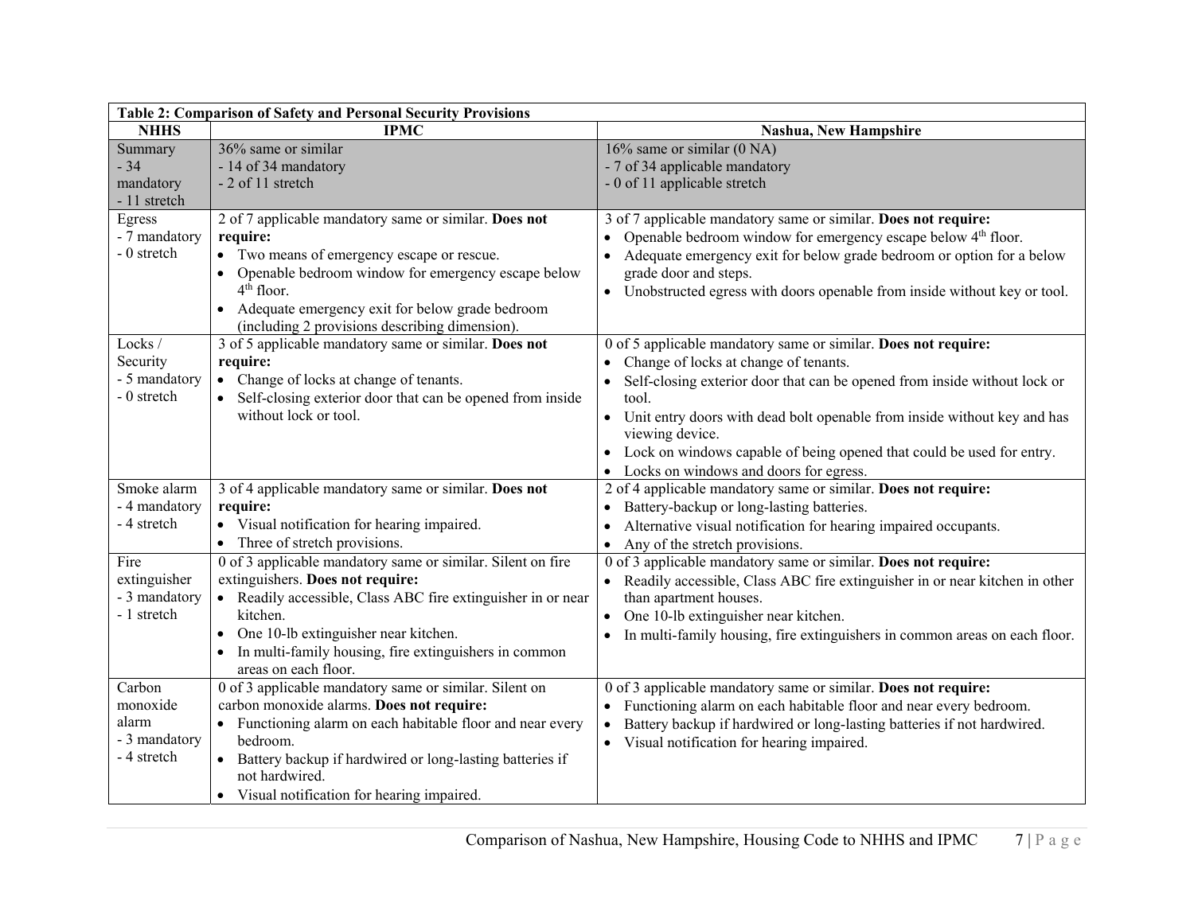| Table 2: Comparison of Safety and Personal Security Provisions | | |
|---|---|---|
| **NHHS** | **IPMC** | **Nashua, New Hampshire** |
| Summary<br>- 34 mandatory<br>- 11 stretch | 36% same or similar<br>- 14 of 34 mandatory<br>- 2 of 11 stretch | 16% same or similar (0 NA)<br>- 7 of 34 applicable mandatory<br>- 0 of 11 applicable stretch |
| Egress<br>- 7 mandatory<br>- 0 stretch | 2 of 7 applicable mandatory same or similar. **Does not require:**<br>• Two means of emergency escape or rescue.<br>• Openable bedroom window for emergency escape below 4th floor.<br>• Adequate emergency exit for below grade bedroom (including 2 provisions describing dimension). | 3 of 7 applicable mandatory same or similar. **Does not require:**<br>• Openable bedroom window for emergency escape below 4th floor.<br>• Adequate emergency exit for below grade bedroom or option for a below grade door and steps.<br>• Unobstructed egress with doors openable from inside without key or tool. |
| Locks / Security<br>- 5 mandatory<br>- 0 stretch | 3 of 5 applicable mandatory same or similar. **Does not require:**<br>• Change of locks at change of tenants.<br>• Self-closing exterior door that can be opened from inside without lock or tool. | 0 of 5 applicable mandatory same or similar. **Does not require:**<br>• Change of locks at change of tenants.<br>• Self-closing exterior door that can be opened from inside without lock or tool.<br>• Unit entry doors with dead bolt openable from inside without key and has viewing device.<br>• Lock on windows capable of being opened that could be used for entry.<br>• Locks on windows and doors for egress. |
| Smoke alarm<br>- 4 mandatory<br>- 4 stretch | 3 of 4 applicable mandatory same or similar. **Does not require:**<br>• Visual notification for hearing impaired.<br>• Three of stretch provisions. | 2 of 4 applicable mandatory same or similar. **Does not require:**<br>• Battery-backup or long-lasting batteries.<br>• Alternative visual notification for hearing impaired occupants.<br>• Any of the stretch provisions. |
| Fire extinguisher<br>- 3 mandatory<br>- 1 stretch | 0 of 3 applicable mandatory same or similar. Silent on fire extinguishers. **Does not require:**<br>• Readily accessible, Class ABC fire extinguisher in or near kitchen.<br>• One 10-lb extinguisher near kitchen.<br>• In multi-family housing, fire extinguishers in common areas on each floor. | 0 of 3 applicable mandatory same or similar. **Does not require:**<br>• Readily accessible, Class ABC fire extinguisher in or near kitchen in other than apartment houses.<br>• One 10-lb extinguisher near kitchen.<br>• In multi-family housing, fire extinguishers in common areas on each floor. |
| Carbon monoxide alarm<br>- 3 mandatory<br>- 4 stretch | 0 of 3 applicable mandatory same or similar. Silent on carbon monoxide alarms. **Does not require:**<br>• Functioning alarm on each habitable floor and near every bedroom.<br>• Battery backup if hardwired or long-lasting batteries if not hardwired.<br>• Visual notification for hearing impaired. | 0 of 3 applicable mandatory same or similar. **Does not require:**<br>• Functioning alarm on each habitable floor and near every bedroom.<br>• Battery backup if hardwired or long-lasting batteries if not hardwired.<br>• Visual notification for hearing impaired. |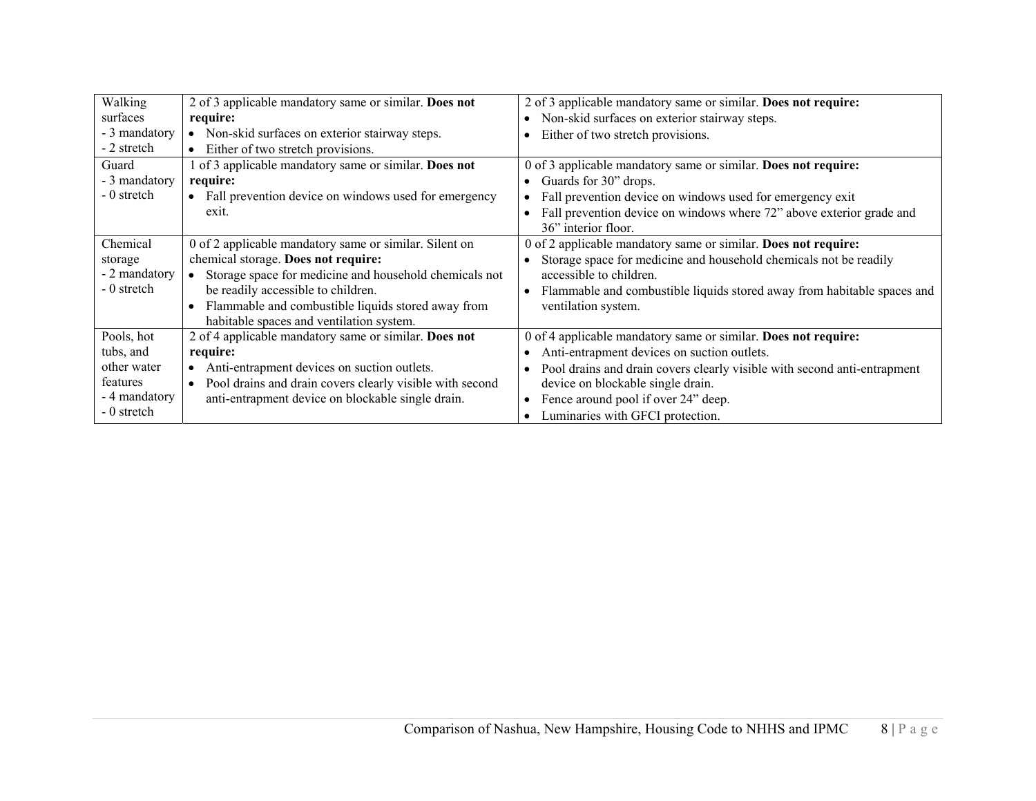| | | |
|---|---|---|
| Walking surfaces<br>- 3 mandatory<br>- 2 stretch | 2 of 3 applicable mandatory same or similar. **Does not require:**<br>• Non-skid surfaces on exterior stairway steps.<br>• Either of two stretch provisions. | 2 of 3 applicable mandatory same or similar. **Does not require:**<br>• Non-skid surfaces on exterior stairway steps.<br>• Either of two stretch provisions. |
| Guard<br>- 3 mandatory<br>- 0 stretch | 1 of 3 applicable mandatory same or similar. **Does not require:**<br>• Fall prevention device on windows used for emergency exit. | 0 of 3 applicable mandatory same or similar. **Does not require:**<br>• Guards for 30" drops.<br>• Fall prevention device on windows used for emergency exit<br>• Fall prevention device on windows where 72" above exterior grade and 36" interior floor. |
| Chemical storage<br>- 2 mandatory<br>- 0 stretch | 0 of 2 applicable mandatory same or similar. Silent on chemical storage. **Does not require:**<br>• Storage space for medicine and household chemicals not be readily accessible to children.<br>• Flammable and combustible liquids stored away from habitable spaces and ventilation system. | 0 of 2 applicable mandatory same or similar. **Does not require:**<br>• Storage space for medicine and household chemicals not be readily accessible to children.<br>• Flammable and combustible liquids stored away from habitable spaces and ventilation system. |
| Pools, hot tubs, and other water features<br>- 4 mandatory<br>- 0 stretch | 2 of 4 applicable mandatory same or similar. **Does not require:**<br>• Anti-entrapment devices on suction outlets.<br>• Pool drains and drain covers clearly visible with second anti-entrapment device on blockable single drain. | 0 of 4 applicable mandatory same or similar. **Does not require:**<br>• Anti-entrapment devices on suction outlets.<br>• Pool drains and drain covers clearly visible with second anti-entrapment device on blockable single drain.<br>• Fence around pool if over 24" deep.<br>• Luminaries with GFCI protection. |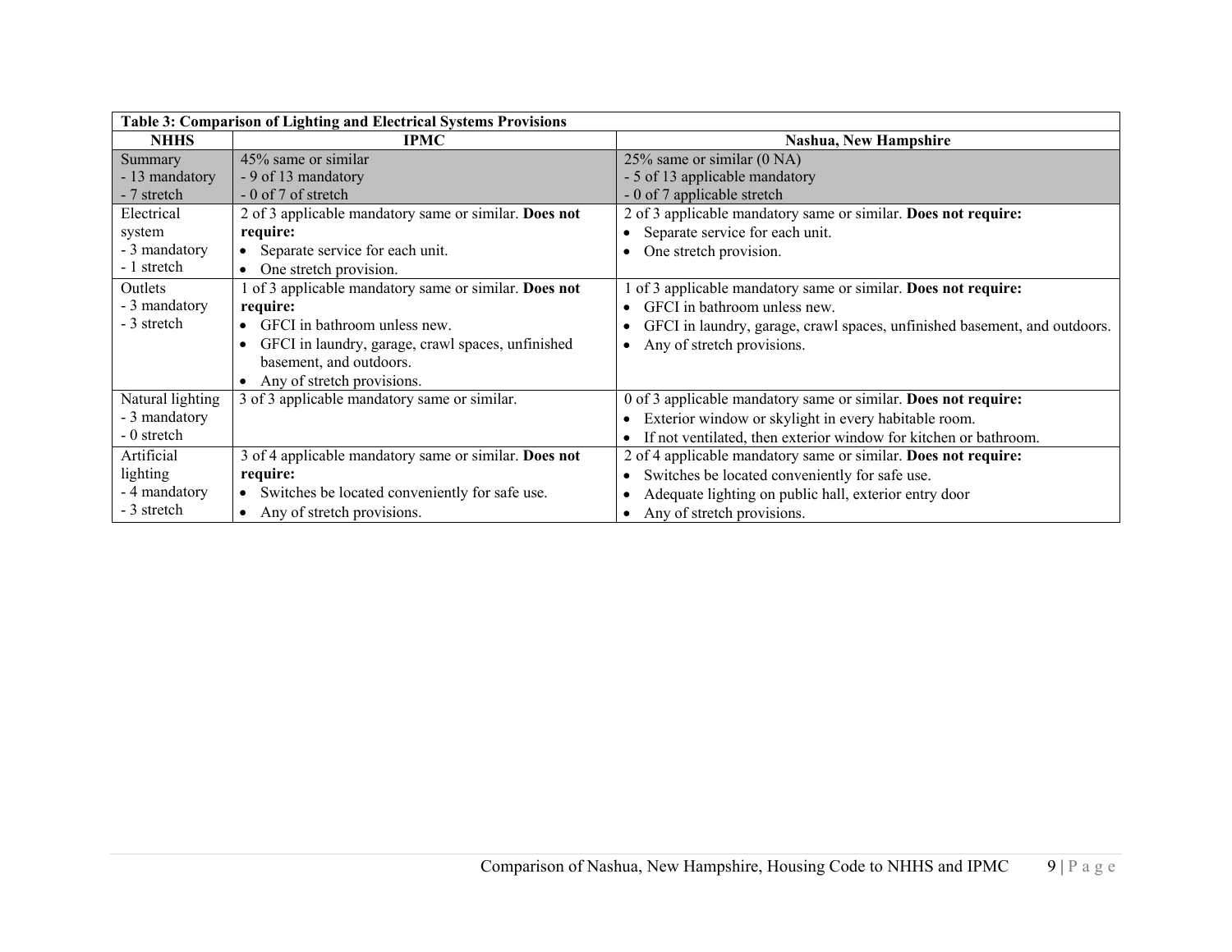| Table 3: Comparison of Lighting and Electrical Systems Provisions | | |
|---|---|---|
| **NHHS** | **IPMC** | **Nashua, New Hampshire** |
| Summary<br>- 13 mandatory<br>- 7 stretch | 45% same or similar<br>- 9 of 13 mandatory<br>- 0 of 7 of stretch | 25% same or similar (0 NA)<br>- 5 of 13 applicable mandatory<br>- 0 of 7 applicable stretch |
| Electrical system<br>- 3 mandatory<br>- 1 stretch | 2 of 3 applicable mandatory same or similar. **Does not require:**<br>• Separate service for each unit.<br>• One stretch provision. | 2 of 3 applicable mandatory same or similar. **Does not require:**<br>• Separate service for each unit.<br>• One stretch provision. |
| Outlets<br>- 3 mandatory<br>- 3 stretch | 1 of 3 applicable mandatory same or similar. **Does not require:**<br>• GFCI in bathroom unless new.<br>• GFCI in laundry, garage, crawl spaces, unfinished basement, and outdoors.<br>• Any of stretch provisions. | 1 of 3 applicable mandatory same or similar. **Does not require:**<br>• GFCI in bathroom unless new.<br>• GFCI in laundry, garage, crawl spaces, unfinished basement, and outdoors.<br>• Any of stretch provisions. |
| Natural lighting<br>- 3 mandatory<br>- 0 stretch | 3 of 3 applicable mandatory same or similar. | 0 of 3 applicable mandatory same or similar. **Does not require:**<br>• Exterior window or skylight in every habitable room.<br>• If not ventilated, then exterior window for kitchen or bathroom. |
| Artificial lighting<br>- 4 mandatory<br>- 3 stretch | 3 of 4 applicable mandatory same or similar. **Does not require:**<br>• Switches be located conveniently for safe use.<br>• Any of stretch provisions. | 2 of 4 applicable mandatory same or similar. **Does not require:**<br>• Switches be located conveniently for safe use.<br>• Adequate lighting on public hall, exterior entry door<br>• Any of stretch provisions. |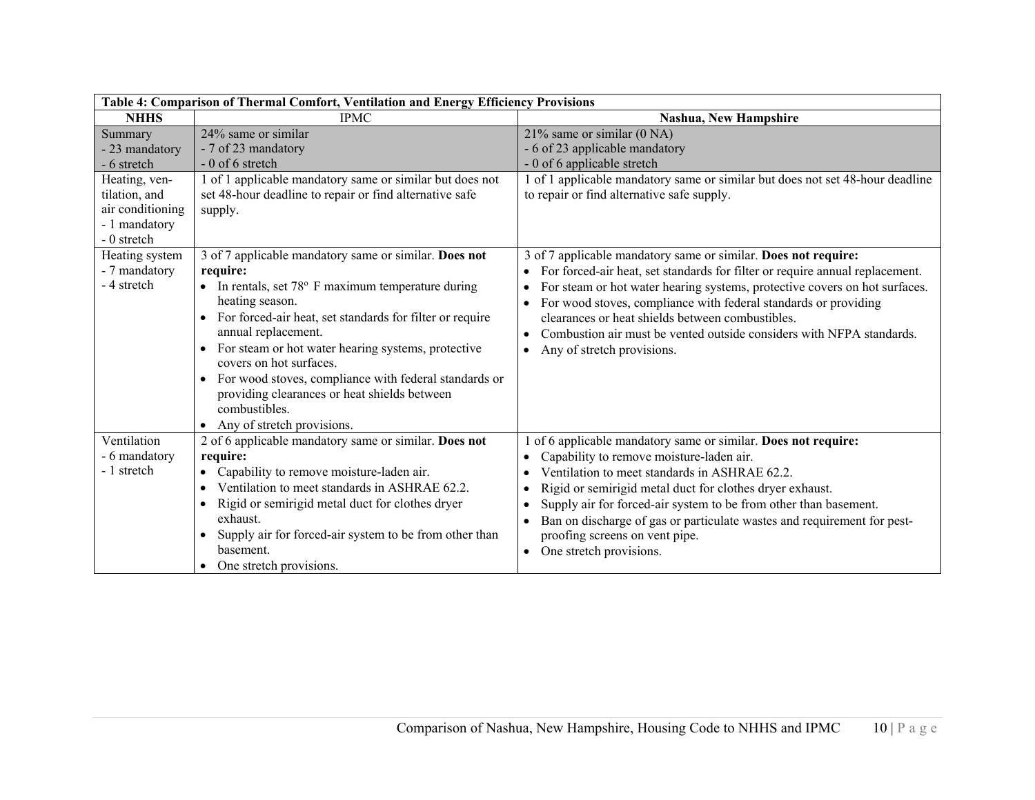| Table 4: Comparison of Thermal Comfort, Ventilation and Energy Efficiency Provisions | | |
|---|---|---|
| **NHHS** | IPMC | **Nashua, New Hampshire** |
| Summary<br>- 23 mandatory<br>- 6 stretch | 24% same or similar<br>- 7 of 23 mandatory<br>- 0 of 6 stretch | 21% same or similar (0 NA)<br>- 6 of 23 applicable mandatory<br>- 0 of 6 applicable stretch |
| Heating, ventilation, and air conditioning<br>- 1 mandatory<br>- 0 stretch | 1 of 1 applicable mandatory same or similar but does not set 48-hour deadline to repair or find alternative safe supply. | 1 of 1 applicable mandatory same or similar but does not set 48-hour deadline to repair or find alternative safe supply. |
| Heating system<br>- 7 mandatory<br>- 4 stretch | 3 of 7 applicable mandatory same or similar. **Does not require:**<br>• In rentals, set 78° F maximum temperature during heating season.<br>• For forced-air heat, set standards for filter or require annual replacement.<br>• For steam or hot water hearing systems, protective covers on hot surfaces.<br>• For wood stoves, compliance with federal standards or providing clearances or heat shields between combustibles.<br>• Any of stretch provisions. | 3 of 7 applicable mandatory same or similar. **Does not require:**<br>• For forced-air heat, set standards for filter or require annual replacement.<br>• For steam or hot water hearing systems, protective covers on hot surfaces.<br>• For wood stoves, compliance with federal standards or providing clearances or heat shields between combustibles.<br>• Combustion air must be vented outside considers with NFPA standards.<br>• Any of stretch provisions. |
| Ventilation<br>- 6 mandatory<br>- 1 stretch | 2 of 6 applicable mandatory same or similar. **Does not require:**<br>• Capability to remove moisture-laden air.<br>• Ventilation to meet standards in ASHRAE 62.2.<br>• Rigid or semirigid metal duct for clothes dryer exhaust.<br>• Supply air for forced-air system to be from other than basement.<br>• One stretch provisions. | 1 of 6 applicable mandatory same or similar. **Does not require:**<br>• Capability to remove moisture-laden air.<br>• Ventilation to meet standards in ASHRAE 62.2.<br>• Rigid or semirigid metal duct for clothes dryer exhaust.<br>• Supply air for forced-air system to be from other than basement.<br>• Ban on discharge of gas or particulate wastes and requirement for pest-proofing screens on vent pipe.<br>• One stretch provisions. |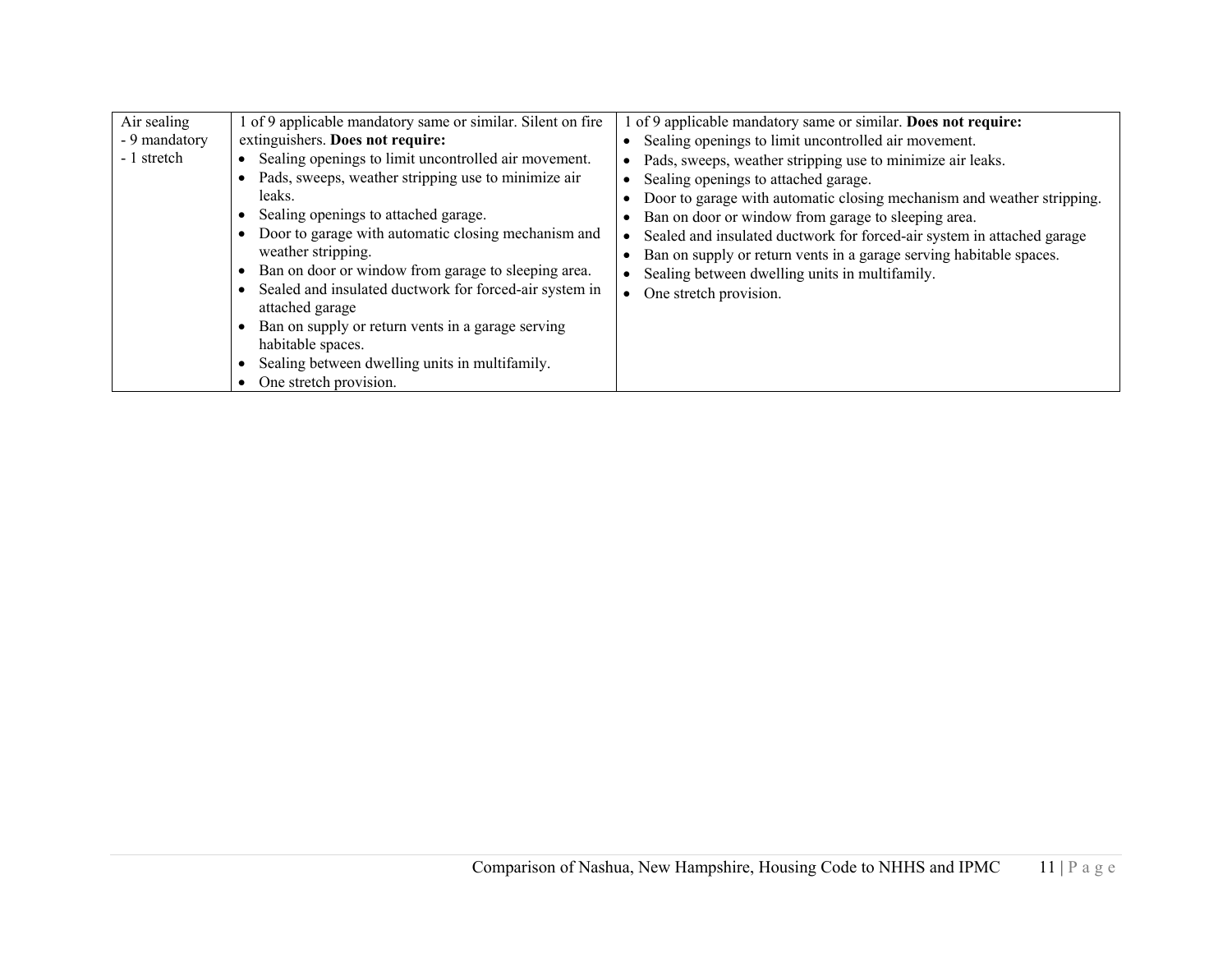| | | |
|---|---|---|
| Air sealing<br>- 9 mandatory<br>- 1 stretch | 1 of 9 applicable mandatory same or similar. Silent on fire extinguishers. **Does not require:**<br>• Sealing openings to limit uncontrolled air movement.<br>• Pads, sweeps, weather stripping use to minimize air leaks.<br>• Sealing openings to attached garage.<br>• Door to garage with automatic closing mechanism and weather stripping.<br>• Ban on door or window from garage to sleeping area.<br>• Sealed and insulated ductwork for forced-air system in attached garage<br>• Ban on supply or return vents in a garage serving habitable spaces.<br>• Sealing between dwelling units in multifamily.<br>• One stretch provision. | 1 of 9 applicable mandatory same or similar. **Does not require:**<br>• Sealing openings to limit uncontrolled air movement.<br>• Pads, sweeps, weather stripping use to minimize air leaks.<br>• Sealing openings to attached garage.<br>• Door to garage with automatic closing mechanism and weather stripping.<br>• Ban on door or window from garage to sleeping area.<br>• Sealed and insulated ductwork for forced-air system in attached garage<br>• Ban on supply or return vents in a garage serving habitable spaces.<br>• Sealing between dwelling units in multifamily.<br>• One stretch provision. |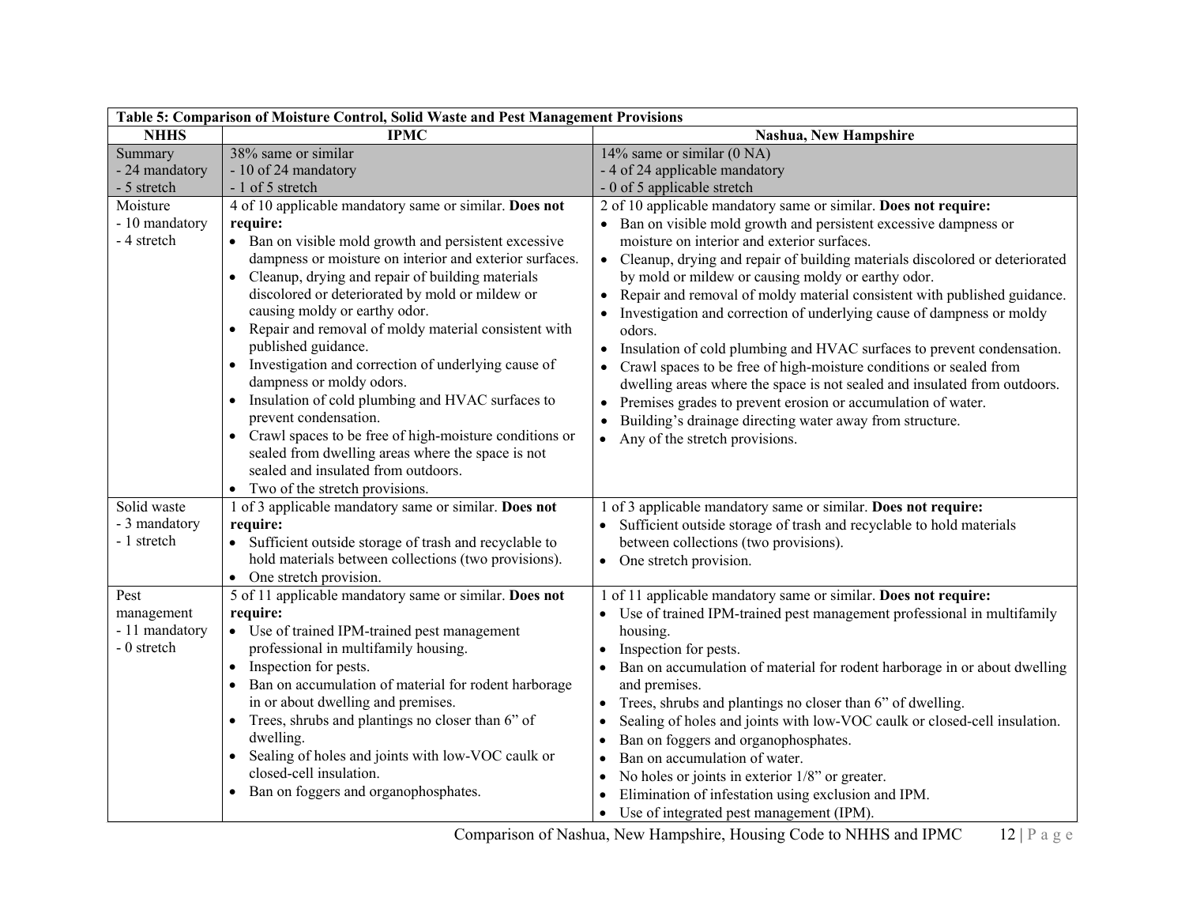| Table 5: Comparison of Moisture Control, Solid Waste and Pest Management Provisions | | |
|---|---|---|
| **NHHS** | **IPMC** | **Nashua, New Hampshire** |
| Summary<br>- 24 mandatory<br>- 5 stretch | 38% same or similar<br>- 10 of 24 mandatory<br>- 1 of 5 stretch | 14% same or similar (0 NA)<br>- 4 of 24 applicable mandatory<br>- 0 of 5 applicable stretch |
| Moisture<br>- 10 mandatory<br>- 4 stretch | 4 of 10 applicable mandatory same or similar. **Does not require:**<br>• Ban on visible mold growth and persistent excessive dampness or moisture on interior and exterior surfaces.<br>• Cleanup, drying and repair of building materials discolored or deteriorated by mold or mildew or causing moldy or earthy odor.<br>• Repair and removal of moldy material consistent with published guidance.<br>• Investigation and correction of underlying cause of dampness or moldy odors.<br>• Insulation of cold plumbing and HVAC surfaces to prevent condensation.<br>• Crawl spaces to be free of high-moisture conditions or sealed from dwelling areas where the space is not sealed and insulated from outdoors.<br>• Two of the stretch provisions. | 2 of 10 applicable mandatory same or similar. **Does not require:**<br>• Ban on visible mold growth and persistent excessive dampness or moisture on interior and exterior surfaces.<br>• Cleanup, drying and repair of building materials discolored or deteriorated by mold or mildew or causing moldy or earthy odor.<br>• Repair and removal of moldy material consistent with published guidance.<br>• Investigation and correction of underlying cause of dampness or moldy odors.<br>• Insulation of cold plumbing and HVAC surfaces to prevent condensation.<br>• Crawl spaces to be free of high-moisture conditions or sealed from dwelling areas where the space is not sealed and insulated from outdoors.<br>• Premises grades to prevent erosion or accumulation of water.<br>• Building's drainage directing water away from structure.<br>• Any of the stretch provisions. |
| Solid waste<br>- 3 mandatory<br>- 1 stretch | 1 of 3 applicable mandatory same or similar. **Does not require:**<br>• Sufficient outside storage of trash and recyclable to hold materials between collections (two provisions).<br>• One stretch provision. | 1 of 3 applicable mandatory same or similar. **Does not require:**<br>• Sufficient outside storage of trash and recyclable to hold materials between collections (two provisions).<br>• One stretch provision. |
| Pest management<br>- 11 mandatory<br>- 0 stretch | 5 of 11 applicable mandatory same or similar. **Does not require:**<br>• Use of trained IPM-trained pest management professional in multifamily housing.<br>• Inspection for pests.<br>• Ban on accumulation of material for rodent harborage in or about dwelling and premises.<br>• Trees, shrubs and plantings no closer than 6" of dwelling.<br>• Sealing of holes and joints with low-VOC caulk or closed-cell insulation.<br>• Ban on foggers and organophosphates. | 1 of 11 applicable mandatory same or similar. **Does not require:**<br>• Use of trained IPM-trained pest management professional in multifamily housing.<br>• Inspection for pests.<br>• Ban on accumulation of material for rodent harborage in or about dwelling and premises.<br>• Trees, shrubs and plantings no closer than 6" of dwelling.<br>• Sealing of holes and joints with low-VOC caulk or closed-cell insulation.<br>• Ban on foggers and organophosphates.<br>• Ban on accumulation of water.<br>• No holes or joints in exterior 1/8" or greater.<br>• Elimination of infestation using exclusion and IPM.<br>• Use of integrated pest management (IPM). |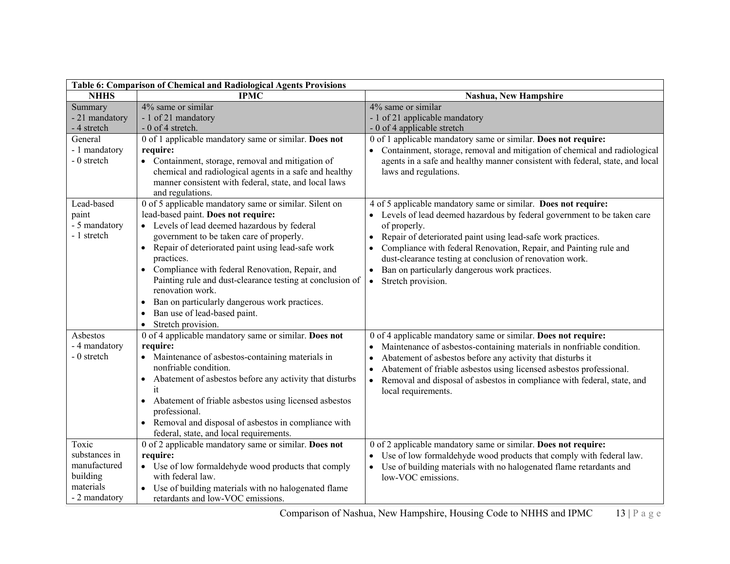| Table 6: Comparison of Chemical and Radiological Agents Provisions | | |
|---|---|---|
| **NHHS** | **IPMC** | **Nashua, New Hampshire** |
| Summary<br>- 21 mandatory<br>- 4 stretch | 4% same or similar<br>- 1 of 21 mandatory<br>- 0 of 4 stretch. | 4% same or similar<br>- 1 of 21 applicable mandatory<br>- 0 of 4 applicable stretch |
| General<br>- 1 mandatory<br>- 0 stretch | 0 of 1 applicable mandatory same or similar. **Does not require:**<br>• Containment, storage, removal and mitigation of chemical and radiological agents in a safe and healthy manner consistent with federal, state, and local laws and regulations. | 0 of 1 applicable mandatory same or similar. **Does not require:**<br>• Containment, storage, removal and mitigation of chemical and radiological agents in a safe and healthy manner consistent with federal, state, and local laws and regulations. |
| Lead-based paint<br>- 5 mandatory<br>- 1 stretch | 0 of 5 applicable mandatory same or similar. Silent on lead-based paint. **Does not require:**<br>• Levels of lead deemed hazardous by federal government to be taken care of properly.<br>• Repair of deteriorated paint using lead-safe work practices.<br>• Compliance with federal Renovation, Repair, and Painting rule and dust-clearance testing at conclusion of renovation work.<br>• Ban on particularly dangerous work practices.<br>• Ban use of lead-based paint.<br>• Stretch provision. | 4 of 5 applicable mandatory same or similar. **Does not require:**<br>• Levels of lead deemed hazardous by federal government to be taken care of properly.<br>• Repair of deteriorated paint using lead-safe work practices.<br>• Compliance with federal Renovation, Repair, and Painting rule and dust-clearance testing at conclusion of renovation work.<br>• Ban on particularly dangerous work practices.<br>• Stretch provision. |
| Asbestos<br>- 4 mandatory<br>- 0 stretch | 0 of 4 applicable mandatory same or similar. **Does not require:**<br>• Maintenance of asbestos-containing materials in nonfriable condition.<br>• Abatement of asbestos before any activity that disturbs it<br>• Abatement of friable asbestos using licensed asbestos professional.<br>• Removal and disposal of asbestos in compliance with federal, state, and local requirements. | 0 of 4 applicable mandatory same or similar. **Does not require:**<br>• Maintenance of asbestos-containing materials in nonfriable condition.<br>• Abatement of asbestos before any activity that disturbs it<br>• Abatement of friable asbestos using licensed asbestos professional.<br>• Removal and disposal of asbestos in compliance with federal, state, and local requirements. |
| Toxic substances in manufactured building materials<br>- 2 mandatory | 0 of 2 applicable mandatory same or similar. **Does not require:**<br>• Use of low formaldehyde wood products that comply with federal law.<br>• Use of building materials with no halogenated flame retardants and low-VOC emissions. | 0 of 2 applicable mandatory same or similar. **Does not require:**<br>• Use of low formaldehyde wood products that comply with federal law.<br>• Use of building materials with no halogenated flame retardants and low-VOC emissions. |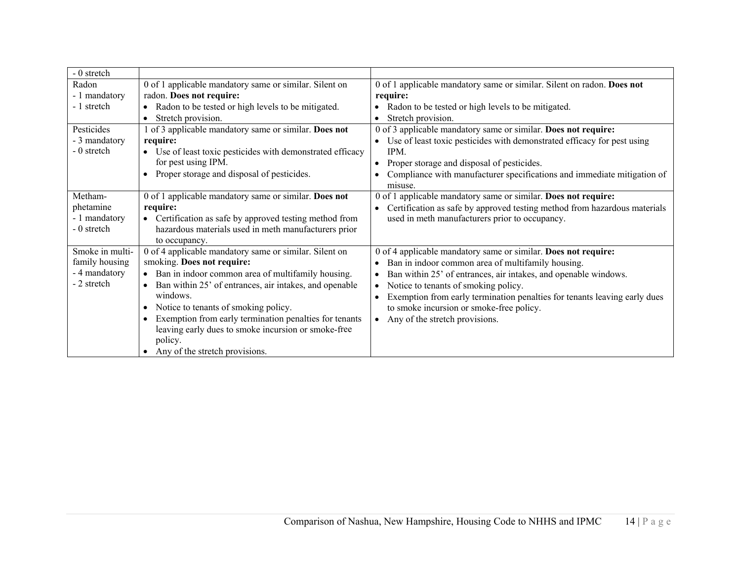| | | |
|---|---|---|
| - 0 stretch | | |
| Radon<br>- 1 mandatory<br>- 1 stretch | 0 of 1 applicable mandatory same or similar. Silent on radon. **Does not require:**<br>• Radon to be tested or high levels to be mitigated.<br>• Stretch provision. | 0 of 1 applicable mandatory same or similar. Silent on radon. **Does not require:**<br>• Radon to be tested or high levels to be mitigated.<br>• Stretch provision. |
| Pesticides<br>- 3 mandatory<br>- 0 stretch | 1 of 3 applicable mandatory same or similar. **Does not require:**<br>• Use of least toxic pesticides with demonstrated efficacy for pest using IPM.<br>• Proper storage and disposal of pesticides. | 0 of 3 applicable mandatory same or similar. **Does not require:**<br>• Use of least toxic pesticides with demonstrated efficacy for pest using IPM.<br>• Proper storage and disposal of pesticides.<br>• Compliance with manufacturer specifications and immediate mitigation of misuse. |
| Metham-phetamine<br>- 1 mandatory<br>- 0 stretch | 0 of 1 applicable mandatory same or similar. **Does not require:**<br>• Certification as safe by approved testing method from hazardous materials used in meth manufacturers prior to occupancy. | 0 of 1 applicable mandatory same or similar. **Does not require:**<br>• Certification as safe by approved testing method from hazardous materials used in meth manufacturers prior to occupancy. |
| Smoke in multi-family housing<br>- 4 mandatory<br>- 2 stretch | 0 of 4 applicable mandatory same or similar. Silent on smoking. **Does not require:**<br>• Ban in indoor common area of multifamily housing.<br>• Ban within 25' of entrances, air intakes, and openable windows.<br>• Notice to tenants of smoking policy.<br>• Exemption from early termination penalties for tenants leaving early dues to smoke incursion or smoke-free policy.<br>• Any of the stretch provisions. | 0 of 4 applicable mandatory same or similar. **Does not require:**<br>• Ban in indoor common area of multifamily housing.<br>• Ban within 25' of entrances, air intakes, and openable windows.<br>• Notice to tenants of smoking policy.<br>• Exemption from early termination penalties for tenants leaving early dues to smoke incursion or smoke-free policy.<br>• Any of the stretch provisions. |